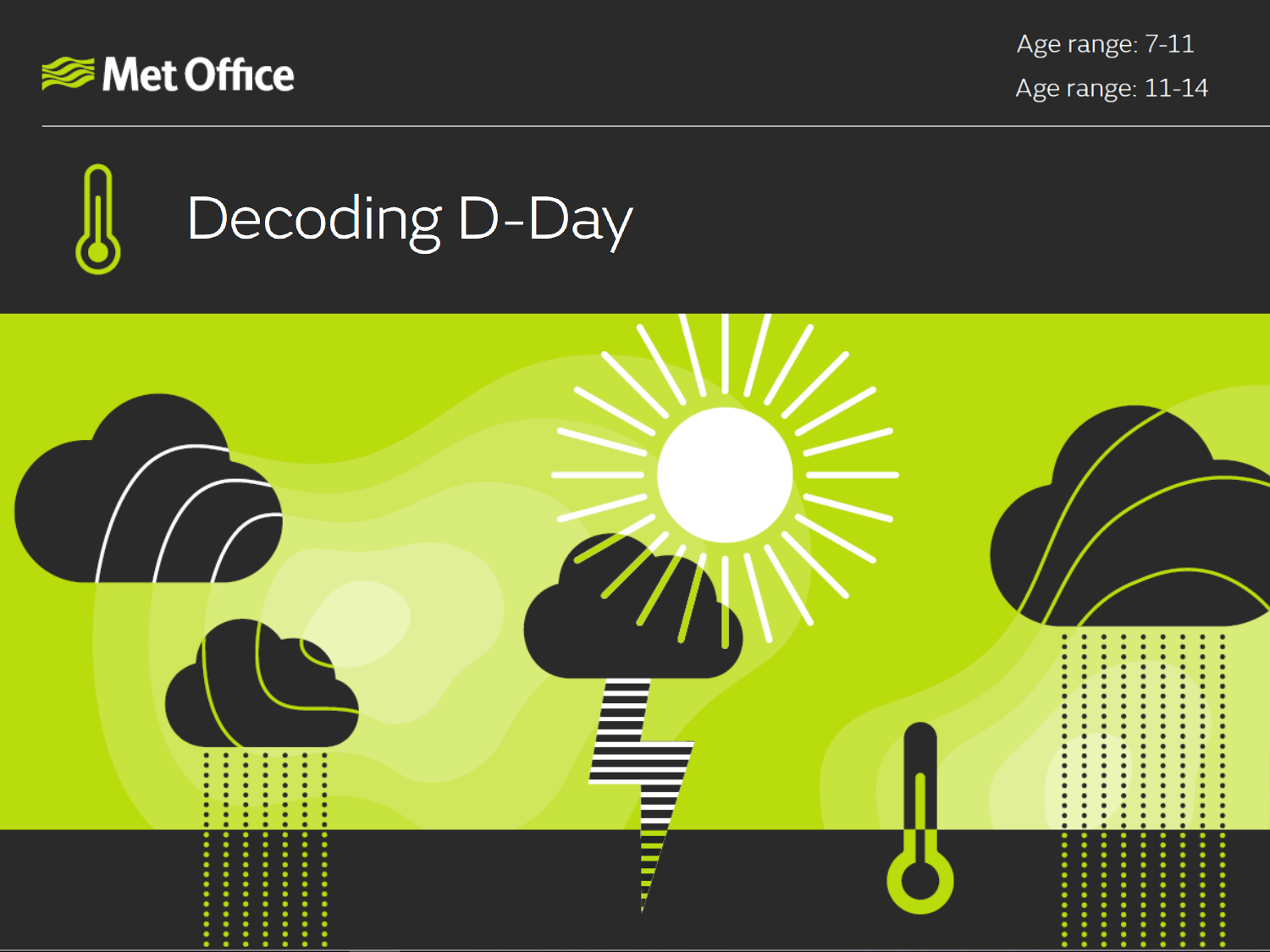Met Office

Age range: 7-11

Age range: 11-14

# Decoding D-Day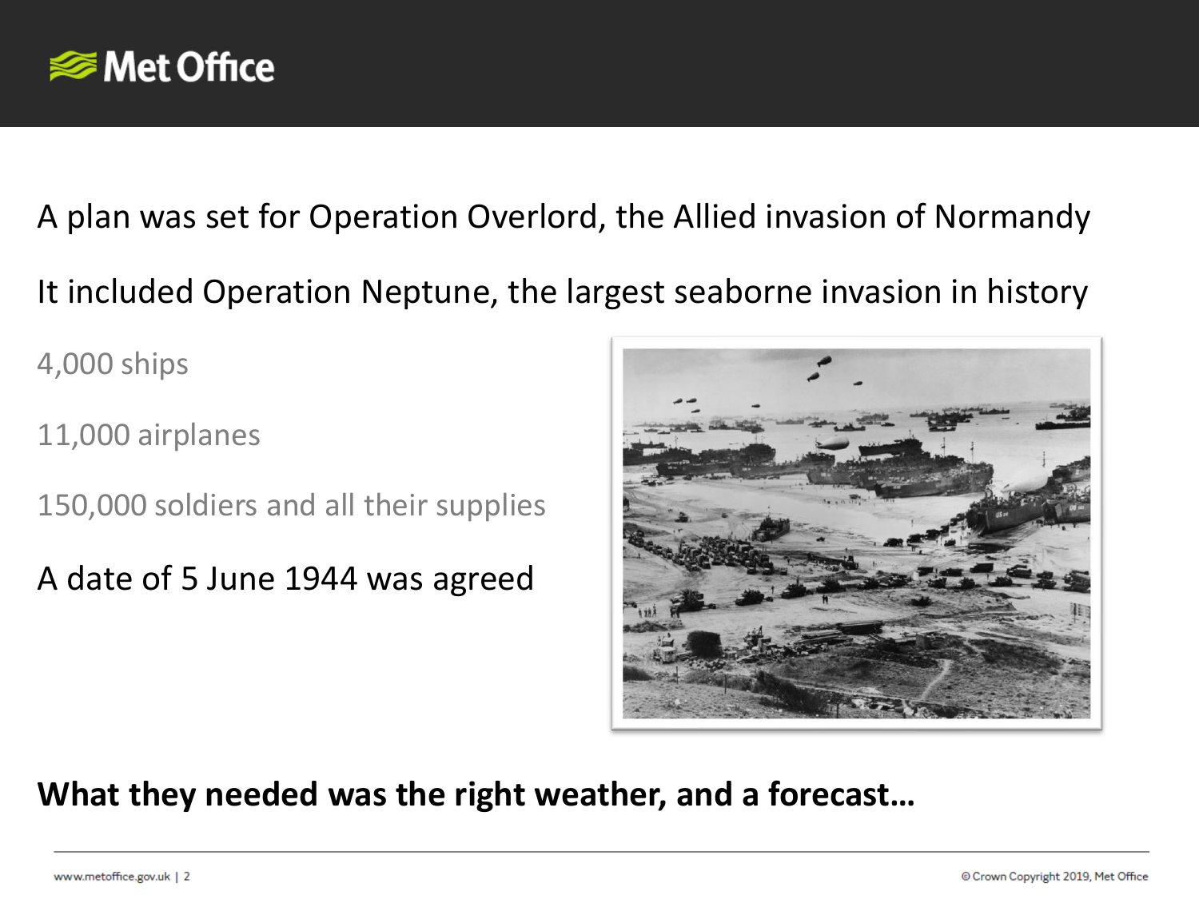A plan was set for Operation Overlord, the Allied invasion of Normandy

It included Operation Neptune, the largest seaborne invasion in history

4,000 ships

11,000 airplanes

150,000 soldiers and all their supplies

A date of 5 June 1944 was agreed

**What they needed was the right weather, and a forecast…**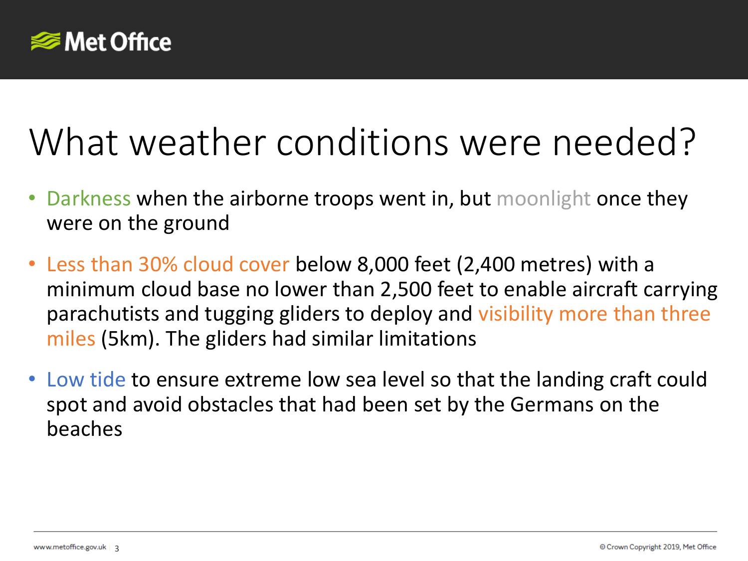# What weather conditions were needed?

- Darkness when the airborne troops went in, but moonlight once they were on the ground
- Less than 30% cloud cover below 8,000 feet (2,400 metres) with a minimum cloud base no lower than 2,500 feet to enable aircraft carrying parachutists and tugging gliders to deploy and visibility more than three miles (5km). The gliders had similar limitations
- Low tide to ensure extreme low sea level so that the landing craft could spot and avoid obstacles that had been set by the Germans on the beaches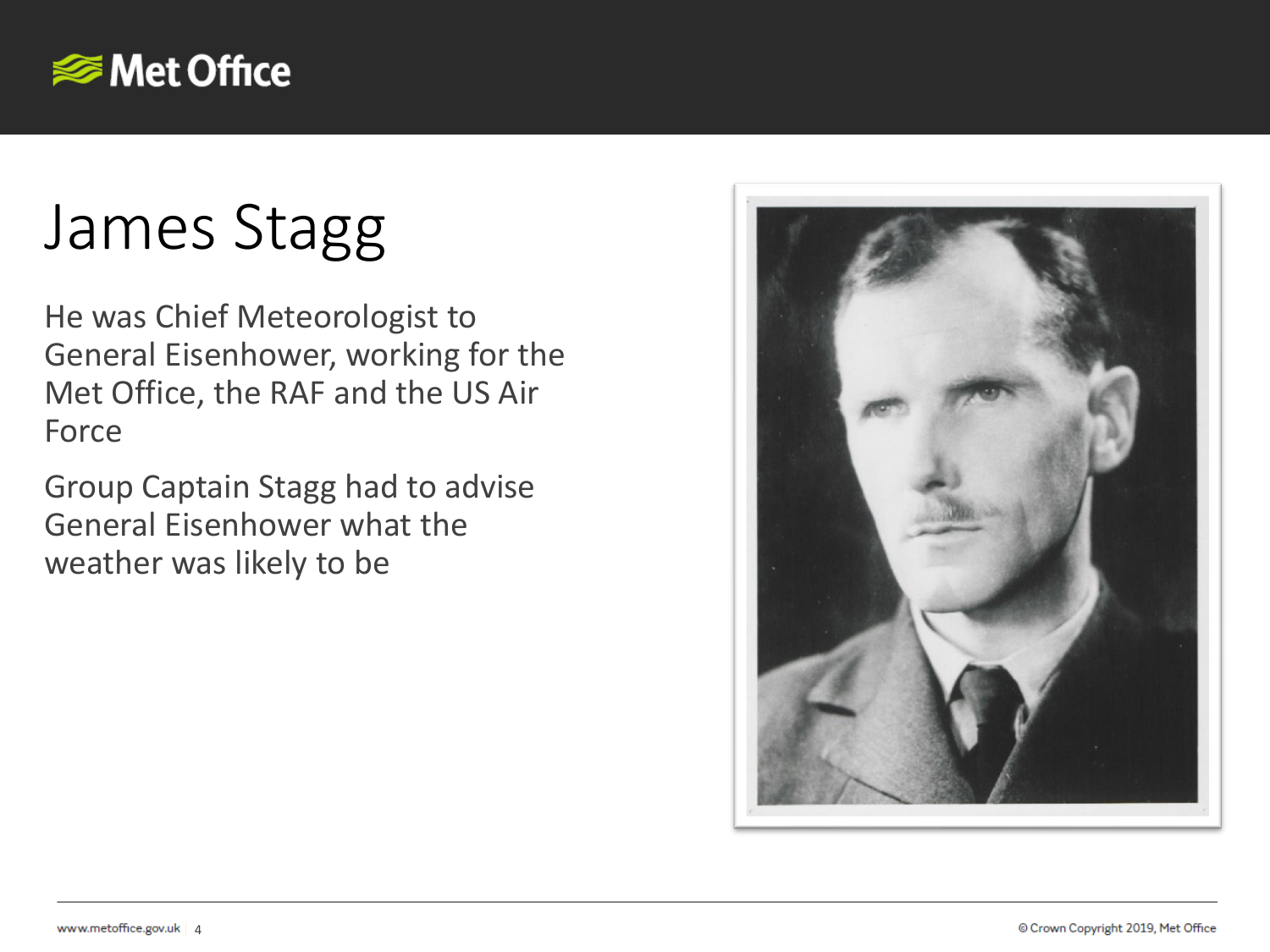# James Stagg

He was Chief Meteorologist to General Eisenhower, working for the Met Office, the RAF and the US Air Force

Group Captain Stagg had to advise General Eisenhower what the weather was likely to be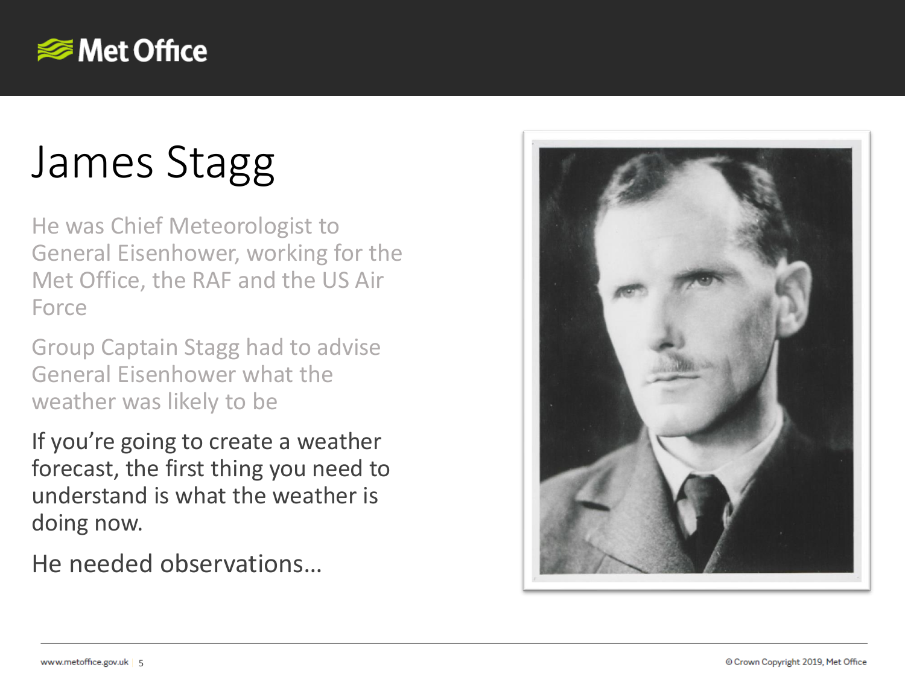# James Stagg

He was Chief Meteorologist to General Eisenhower, working for the Met Office, the RAF and the US Air Force

Group Captain Stagg had to advise General Eisenhower what the weather was likely to be

If you're going to create a weather forecast, the first thing you need to understand is what the weather is doing now.

He needed observations…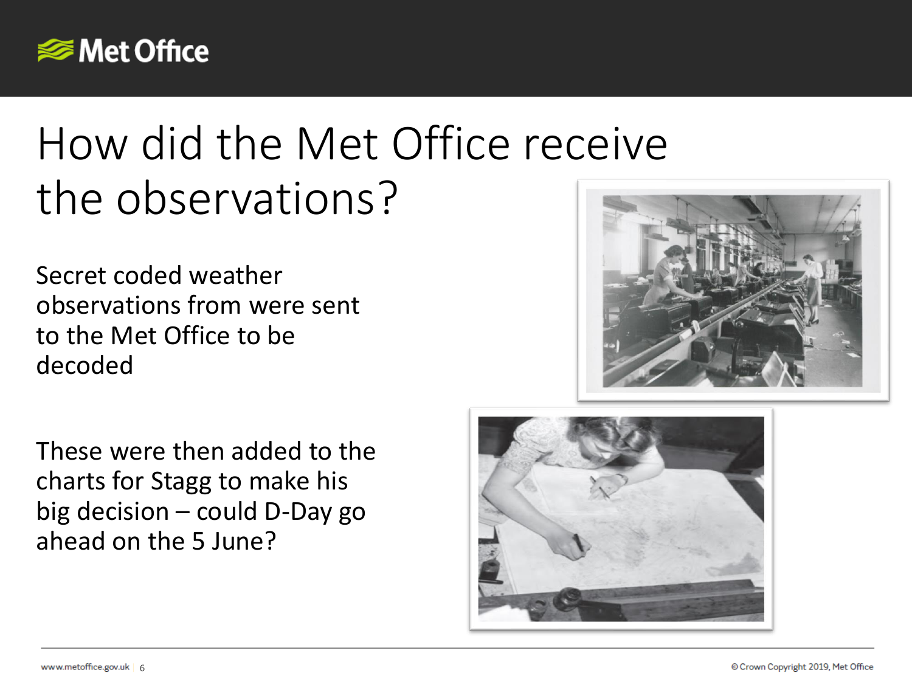# How did the Met Office receive the observations?

Secret coded weather observations from were sent to the Met Office to be decoded

These were then added to the charts for Stagg to make his big decision – could D-Day go ahead on the 5 June?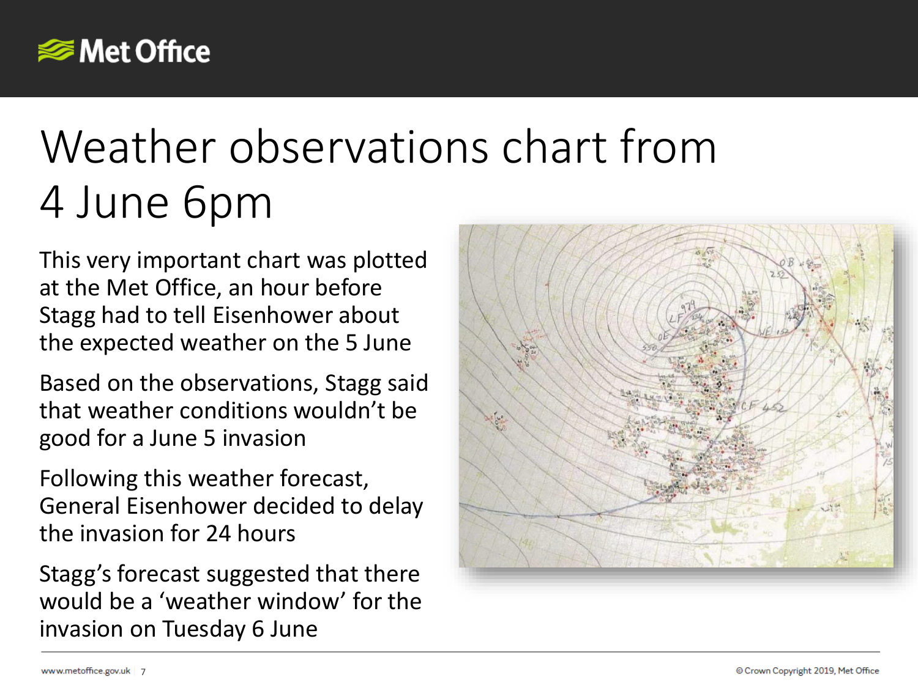# Weather observations chart from 4 June 6pm

This very important chart was plotted at the Met Office, an hour before Stagg had to tell Eisenhower about the expected weather on the 5 June

Based on the observations, Stagg said that weather conditions wouldn't be good for a June 5 invasion

Following this weather forecast, General Eisenhower decided to delay the invasion for 24 hours

Stagg's forecast suggested that there would be a 'weather window' for the invasion on Tuesday 6 June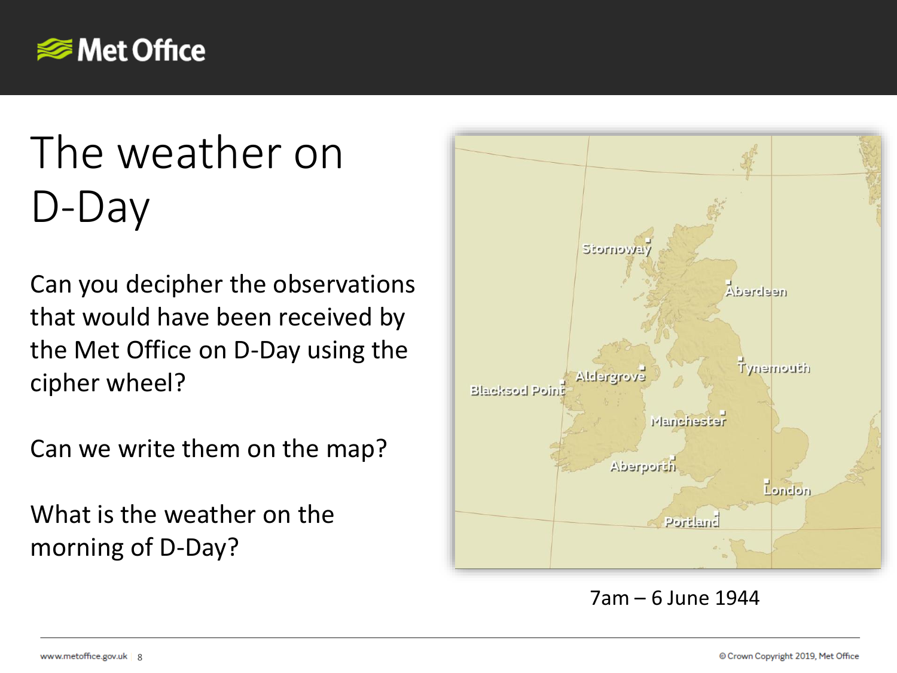# The weather on D-Day

Can you decipher the observations that would have been received by the Met Office on D-Day using the cipher wheel?

Can we write them on the map?

What is the weather on the morning of D-Day?

Stornoway

Aberdeen

Aldergrove

Tynemouth

Blacksod Point

Manchester

Aberporth

London

Portland

7am – 6 June 1944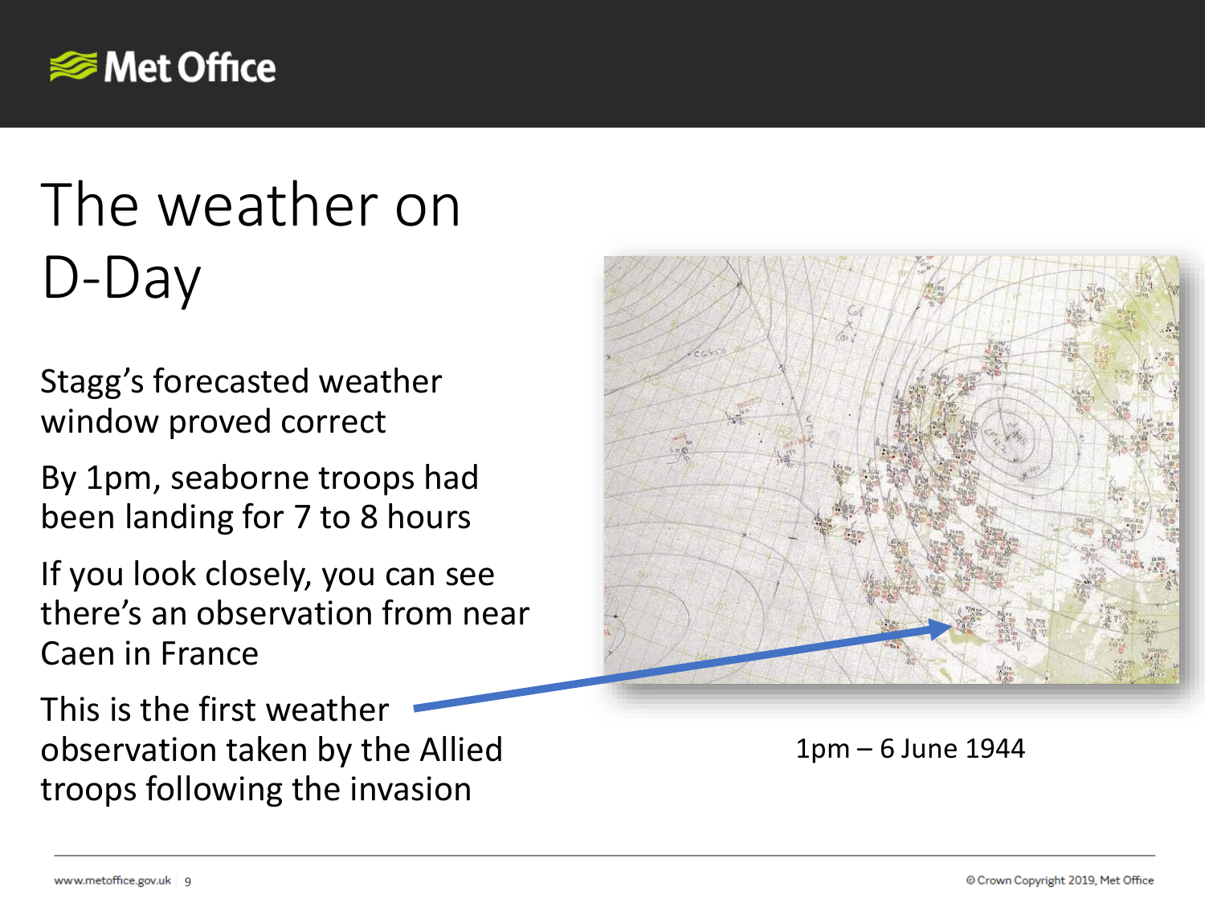# The weather on D-Day

Stagg's forecasted weather window proved correct

By 1pm, seaborne troops had been landing for 7 to 8 hours

If you look closely, you can see there's an observation from near Caen in France

This is the first weather observation taken by the Allied troops following the invasion

1pm – 6 June 1944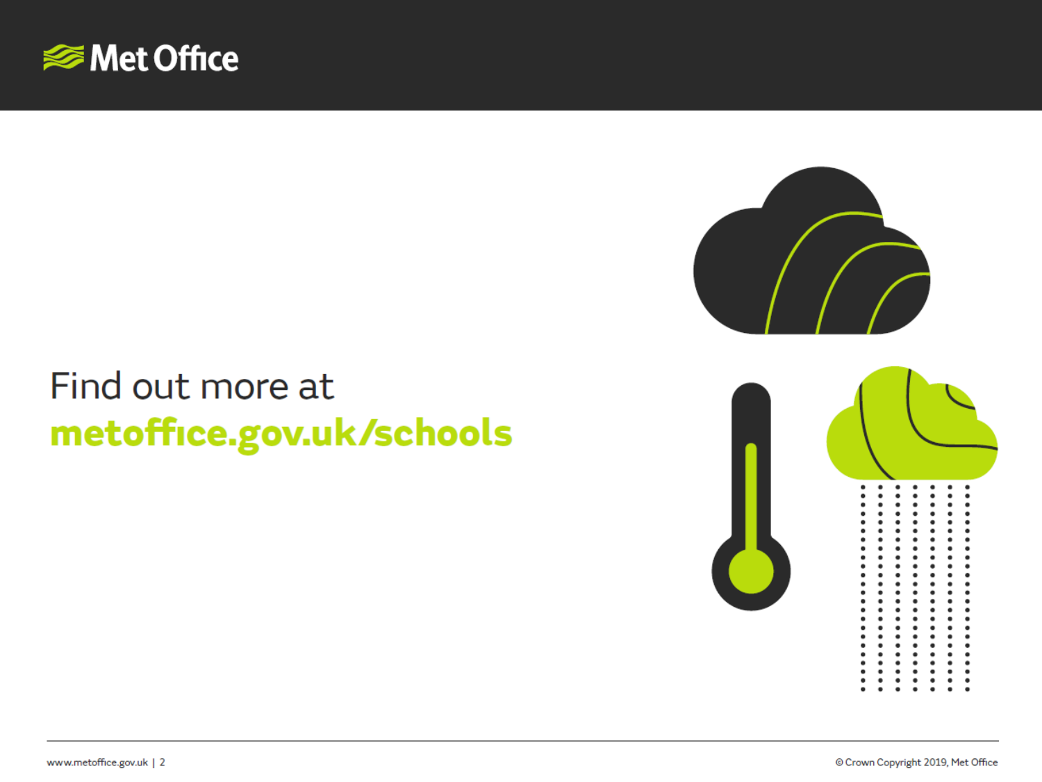Met Office

Find out more at
**metoffice.gov.uk/schools**

© Crown Copyright 2019, Met Office